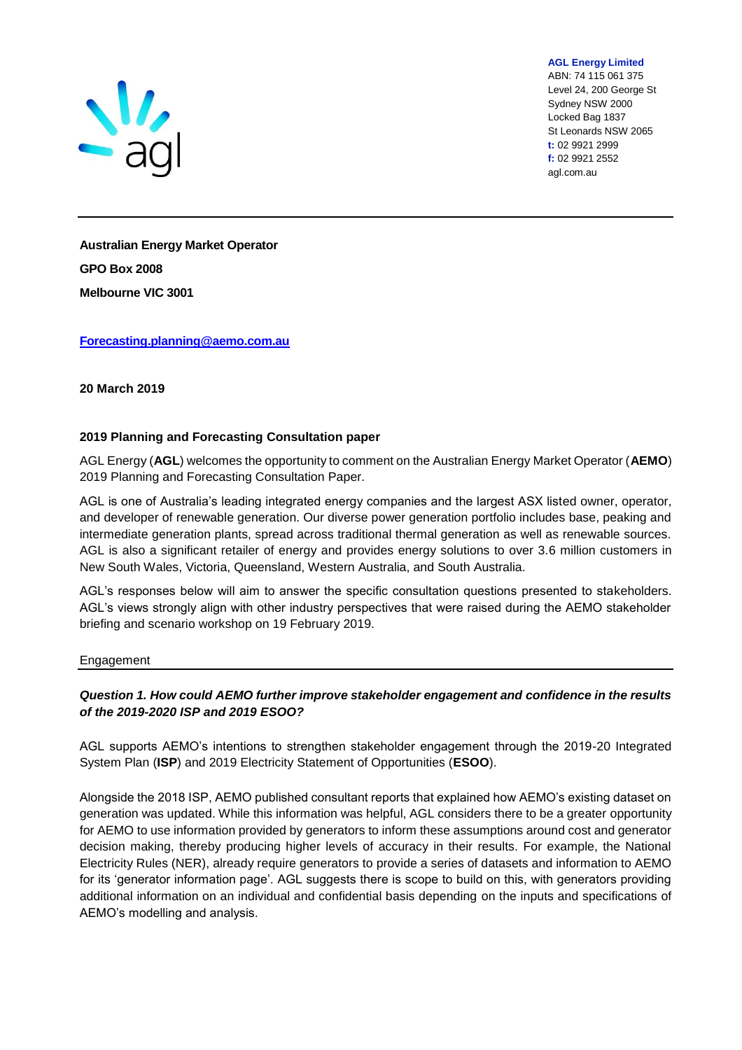**AGL Energy Limited**
ABN: 74 115 061 375
Level 24, 200 George St
Sydney NSW 2000
Locked Bag 1837
St Leonards NSW 2065
**t:** 02 9921 2999
**f:** 02 9921 2552
agl.com.au

**Australian Energy Market Operator**

**GPO Box 2008**

**Melbourne VIC 3001**

**Forecasting.planning@aemo.com.au**

**20 March 2019**

**2019 Planning and Forecasting Consultation paper**

AGL Energy (**AGL**) welcomes the opportunity to comment on the Australian Energy Market Operator (**AEMO**) 2019 Planning and Forecasting Consultation Paper.

AGL is one of Australia's leading integrated energy companies and the largest ASX listed owner, operator, and developer of renewable generation. Our diverse power generation portfolio includes base, peaking and intermediate generation plants, spread across traditional thermal generation as well as renewable sources. AGL is also a significant retailer of energy and provides energy solutions to over 3.6 million customers in New South Wales, Victoria, Queensland, Western Australia, and South Australia.

AGL's responses below will aim to answer the specific consultation questions presented to stakeholders. AGL's views strongly align with other industry perspectives that were raised during the AEMO stakeholder briefing and scenario workshop on 19 February 2019.

## Engagement

***Question 1. How could AEMO further improve stakeholder engagement and confidence in the results of the 2019-2020 ISP and 2019 ESOO?***

AGL supports AEMO's intentions to strengthen stakeholder engagement through the 2019-20 Integrated System Plan (**ISP**) and 2019 Electricity Statement of Opportunities (**ESOO**).

Alongside the 2018 ISP, AEMO published consultant reports that explained how AEMO's existing dataset on generation was updated. While this information was helpful, AGL considers there to be a greater opportunity for AEMO to use information provided by generators to inform these assumptions around cost and generator decision making, thereby producing higher levels of accuracy in their results. For example, the National Electricity Rules (NER), already require generators to provide a series of datasets and information to AEMO for its 'generator information page'. AGL suggests there is scope to build on this, with generators providing additional information on an individual and confidential basis depending on the inputs and specifications of AEMO's modelling and analysis.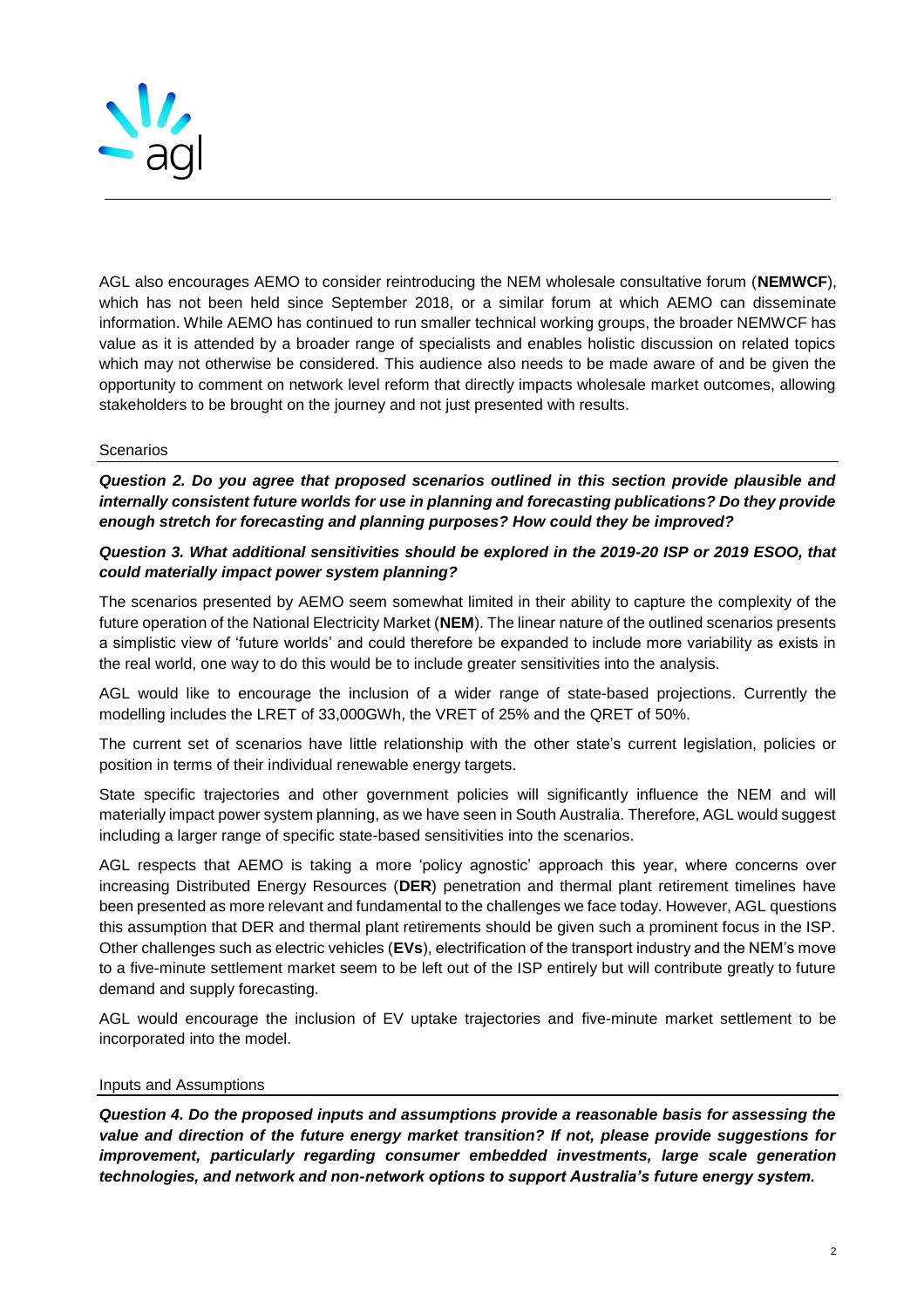AGL also encourages AEMO to consider reintroducing the NEM wholesale consultative forum (**NEMWCF**), which has not been held since September 2018, or a similar forum at which AEMO can disseminate information. While AEMO has continued to run smaller technical working groups, the broader NEMWCF has value as it is attended by a broader range of specialists and enables holistic discussion on related topics which may not otherwise be considered. This audience also needs to be made aware of and be given the opportunity to comment on network level reform that directly impacts wholesale market outcomes, allowing stakeholders to be brought on the journey and not just presented with results.

## Scenarios

***Question 2. Do you agree that proposed scenarios outlined in this section provide plausible and internally consistent future worlds for use in planning and forecasting publications? Do they provide enough stretch for forecasting and planning purposes? How could they be improved?***

***Question 3. What additional sensitivities should be explored in the 2019-20 ISP or 2019 ESOO, that could materially impact power system planning?***

The scenarios presented by AEMO seem somewhat limited in their ability to capture the complexity of the future operation of the National Electricity Market (**NEM**). The linear nature of the outlined scenarios presents a simplistic view of 'future worlds' and could therefore be expanded to include more variability as exists in the real world, one way to do this would be to include greater sensitivities into the analysis.

AGL would like to encourage the inclusion of a wider range of state-based projections. Currently the modelling includes the LRET of 33,000GWh, the VRET of 25% and the QRET of 50%.

The current set of scenarios have little relationship with the other state's current legislation, policies or position in terms of their individual renewable energy targets.

State specific trajectories and other government policies will significantly influence the NEM and will materially impact power system planning, as we have seen in South Australia. Therefore, AGL would suggest including a larger range of specific state-based sensitivities into the scenarios.

AGL respects that AEMO is taking a more 'policy agnostic' approach this year, where concerns over increasing Distributed Energy Resources (**DER**) penetration and thermal plant retirement timelines have been presented as more relevant and fundamental to the challenges we face today. However, AGL questions this assumption that DER and thermal plant retirements should be given such a prominent focus in the ISP. Other challenges such as electric vehicles (**EVs**), electrification of the transport industry and the NEM's move to a five-minute settlement market seem to be left out of the ISP entirely but will contribute greatly to future demand and supply forecasting.

AGL would encourage the inclusion of EV uptake trajectories and five-minute market settlement to be incorporated into the model.

## Inputs and Assumptions

***Question 4. Do the proposed inputs and assumptions provide a reasonable basis for assessing the value and direction of the future energy market transition? If not, please provide suggestions for improvement, particularly regarding consumer embedded investments, large scale generation technologies, and network and non-network options to support Australia's future energy system.***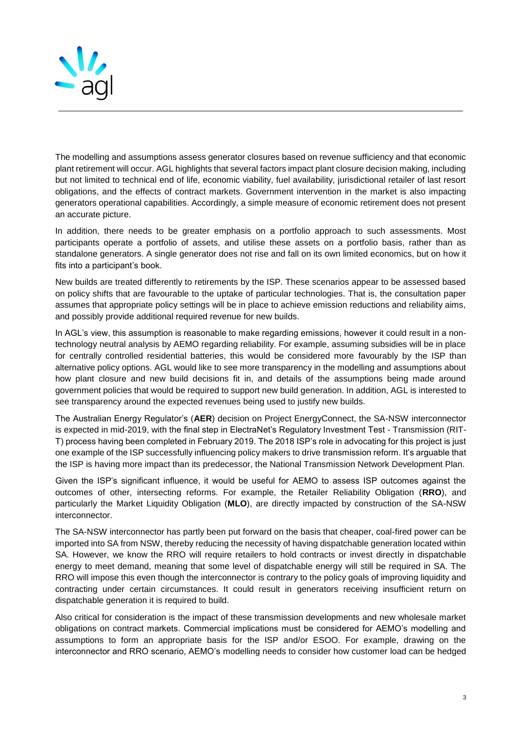The modelling and assumptions assess generator closures based on revenue sufficiency and that economic plant retirement will occur. AGL highlights that several factors impact plant closure decision making, including but not limited to technical end of life, economic viability, fuel availability, jurisdictional retailer of last resort obligations, and the effects of contract markets. Government intervention in the market is also impacting generators operational capabilities. Accordingly, a simple measure of economic retirement does not present an accurate picture.

In addition, there needs to be greater emphasis on a portfolio approach to such assessments. Most participants operate a portfolio of assets, and utilise these assets on a portfolio basis, rather than as standalone generators. A single generator does not rise and fall on its own limited economics, but on how it fits into a participant's book.

New builds are treated differently to retirements by the ISP. These scenarios appear to be assessed based on policy shifts that are favourable to the uptake of particular technologies. That is, the consultation paper assumes that appropriate policy settings will be in place to achieve emission reductions and reliability aims, and possibly provide additional required revenue for new builds.

In AGL's view, this assumption is reasonable to make regarding emissions, however it could result in a non-technology neutral analysis by AEMO regarding reliability. For example, assuming subsidies will be in place for centrally controlled residential batteries, this would be considered more favourably by the ISP than alternative policy options. AGL would like to see more transparency in the modelling and assumptions about how plant closure and new build decisions fit in, and details of the assumptions being made around government policies that would be required to support new build generation. In addition, AGL is interested to see transparency around the expected revenues being used to justify new builds.

The Australian Energy Regulator's (**AER**) decision on Project EnergyConnect, the SA-NSW interconnector is expected in mid-2019, with the final step in ElectraNet's Regulatory Investment Test - Transmission (RIT-T) process having been completed in February 2019. The 2018 ISP's role in advocating for this project is just one example of the ISP successfully influencing policy makers to drive transmission reform. It's arguable that the ISP is having more impact than its predecessor, the National Transmission Network Development Plan.

Given the ISP's significant influence, it would be useful for AEMO to assess ISP outcomes against the outcomes of other, intersecting reforms. For example, the Retailer Reliability Obligation (**RRO**), and particularly the Market Liquidity Obligation (**MLO**), are directly impacted by construction of the SA-NSW interconnector.

The SA-NSW interconnector has partly been put forward on the basis that cheaper, coal-fired power can be imported into SA from NSW, thereby reducing the necessity of having dispatchable generation located within SA. However, we know the RRO will require retailers to hold contracts or invest directly in dispatchable energy to meet demand, meaning that some level of dispatchable energy will still be required in SA. The RRO will impose this even though the interconnector is contrary to the policy goals of improving liquidity and contracting under certain circumstances. It could result in generators receiving insufficient return on dispatchable generation it is required to build.

Also critical for consideration is the impact of these transmission developments and new wholesale market obligations on contract markets. Commercial implications must be considered for AEMO's modelling and assumptions to form an appropriate basis for the ISP and/or ESOO. For example, drawing on the interconnector and RRO scenario, AEMO's modelling needs to consider how customer load can be hedged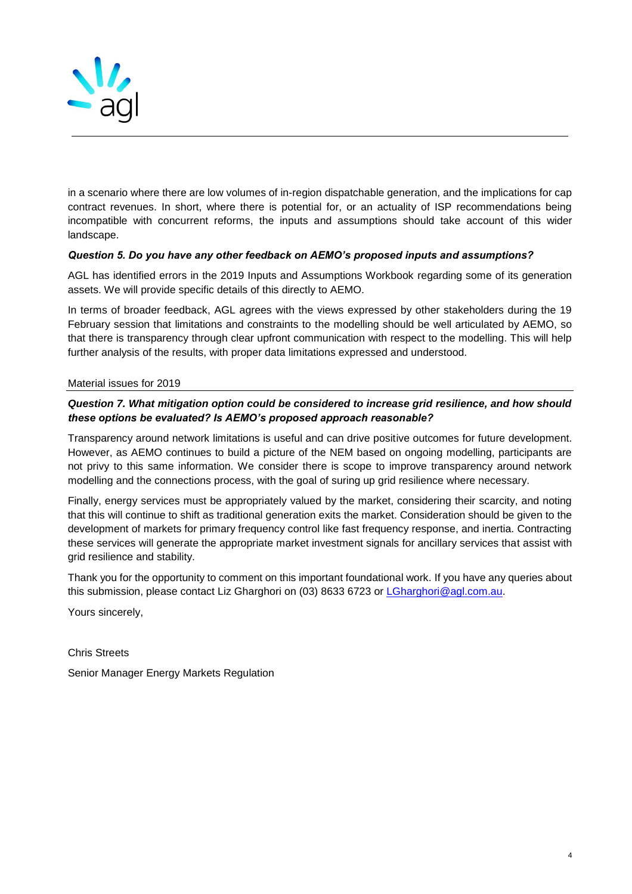in a scenario where there are low volumes of in-region dispatchable generation, and the implications for cap contract revenues. In short, where there is potential for, or an actuality of ISP recommendations being incompatible with concurrent reforms, the inputs and assumptions should take account of this wider landscape.

***Question 5. Do you have any other feedback on AEMO's proposed inputs and assumptions?***

AGL has identified errors in the 2019 Inputs and Assumptions Workbook regarding some of its generation assets. We will provide specific details of this directly to AEMO.

In terms of broader feedback, AGL agrees with the views expressed by other stakeholders during the 19 February session that limitations and constraints to the modelling should be well articulated by AEMO, so that there is transparency through clear upfront communication with respect to the modelling. This will help further analysis of the results, with proper data limitations expressed and understood.

Material issues for 2019

***Question 7. What mitigation option could be considered to increase grid resilience, and how should these options be evaluated? Is AEMO's proposed approach reasonable?***

Transparency around network limitations is useful and can drive positive outcomes for future development. However, as AEMO continues to build a picture of the NEM based on ongoing modelling, participants are not privy to this same information. We consider there is scope to improve transparency around network modelling and the connections process, with the goal of suring up grid resilience where necessary.

Finally, energy services must be appropriately valued by the market, considering their scarcity, and noting that this will continue to shift as traditional generation exits the market. Consideration should be given to the development of markets for primary frequency control like fast frequency response, and inertia. Contracting these services will generate the appropriate market investment signals for ancillary services that assist with grid resilience and stability.

Thank you for the opportunity to comment on this important foundational work. If you have any queries about this submission, please contact Liz Gharghori on (03) 8633 6723 or LGharghori@agl.com.au.

Yours sincerely,

Chris Streets

Senior Manager Energy Markets Regulation